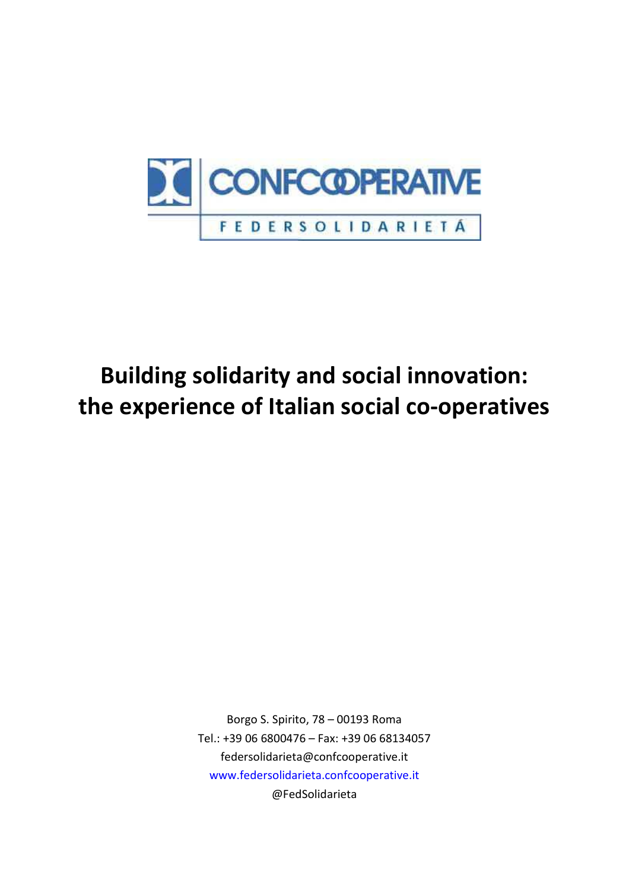CONFCOOPERATIVE

FEDERSOLIDARIETÁ

# Building solidarity and social innovation: the experience of Italian social co-operatives

Borgo S. Spirito, 78 – 00193 Roma
Tel.: +39 06 6800476 – Fax: +39 06 68134057
federsolidarieta@confcooperative.it
www.federsolidarieta.confcooperative.it
@FedSolidarieta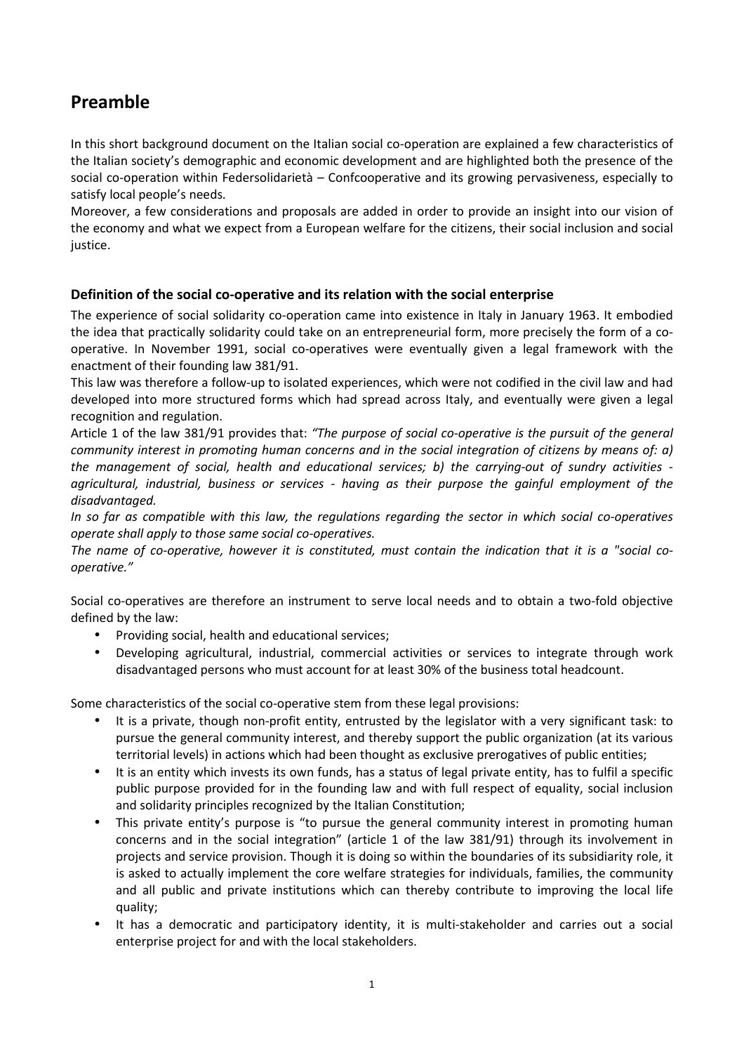# Preamble

In this short background document on the Italian social co-operation are explained a few characteristics of the Italian society's demographic and economic development and are highlighted both the presence of the social co-operation within Federsolidarietà – Confcooperative and its growing pervasiveness, especially to satisfy local people's needs.

Moreover, a few considerations and proposals are added in order to provide an insight into our vision of the economy and what we expect from a European welfare for the citizens, their social inclusion and social justice.

### Definition of the social co-operative and its relation with the social enterprise

The experience of social solidarity co-operation came into existence in Italy in January 1963. It embodied the idea that practically solidarity could take on an entrepreneurial form, more precisely the form of a co-operative. In November 1991, social co-operatives were eventually given a legal framework with the enactment of their founding law 381/91.

This law was therefore a follow-up to isolated experiences, which were not codified in the civil law and had developed into more structured forms which had spread across Italy, and eventually were given a legal recognition and regulation.

Article 1 of the law 381/91 provides that: *"The purpose of social co-operative is the pursuit of the general community interest in promoting human concerns and in the social integration of citizens by means of: a) the management of social, health and educational services; b) the carrying-out of sundry activities - agricultural, industrial, business or services - having as their purpose the gainful employment of the disadvantaged.*

*In so far as compatible with this law, the regulations regarding the sector in which social co-operatives operate shall apply to those same social co-operatives.*

*The name of co-operative, however it is constituted, must contain the indication that it is a "social co-operative."*

Social co-operatives are therefore an instrument to serve local needs and to obtain a two-fold objective defined by the law:

- Providing social, health and educational services;
- Developing agricultural, industrial, commercial activities or services to integrate through work disadvantaged persons who must account for at least 30% of the business total headcount.

Some characteristics of the social co-operative stem from these legal provisions:

- It is a private, though non-profit entity, entrusted by the legislator with a very significant task: to pursue the general community interest, and thereby support the public organization (at its various territorial levels) in actions which had been thought as exclusive prerogatives of public entities;
- It is an entity which invests its own funds, has a status of legal private entity, has to fulfil a specific public purpose provided for in the founding law and with full respect of equality, social inclusion and solidarity principles recognized by the Italian Constitution;
- This private entity's purpose is "to pursue the general community interest in promoting human concerns and in the social integration" (article 1 of the law 381/91) through its involvement in projects and service provision. Though it is doing so within the boundaries of its subsidiarity role, it is asked to actually implement the core welfare strategies for individuals, families, the community and all public and private institutions which can thereby contribute to improving the local life quality;
- It has a democratic and participatory identity, it is multi-stakeholder and carries out a social enterprise project for and with the local stakeholders.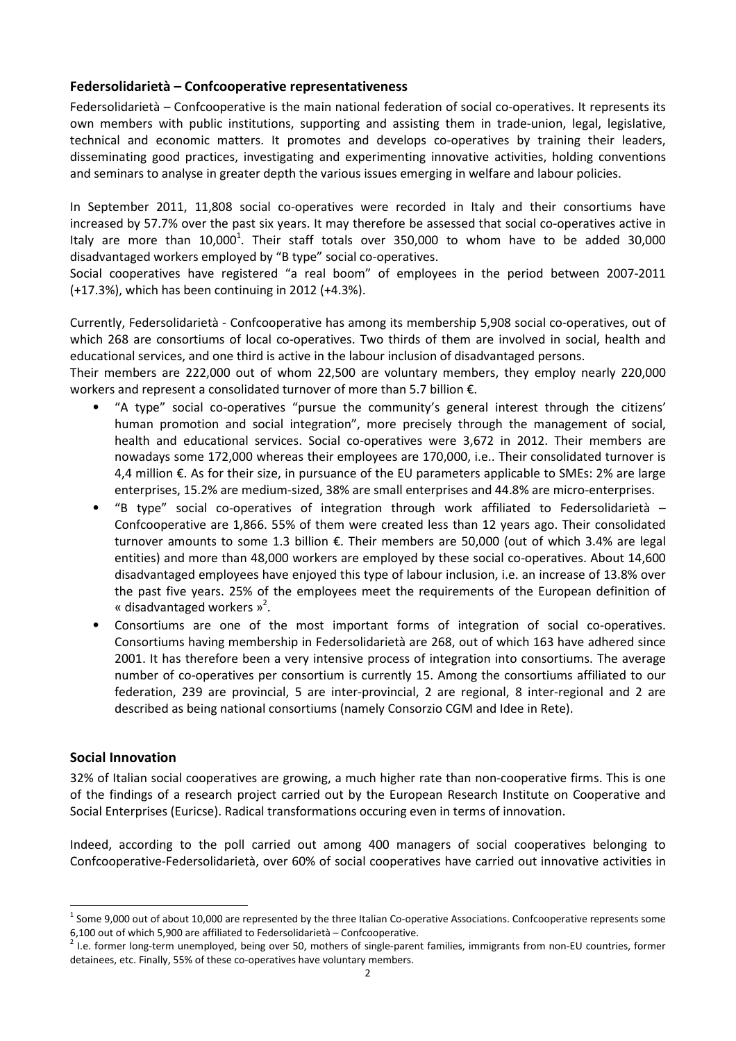## Federsolidarietà – Confcooperative representativeness

Federsolidarietà – Confcooperative is the main national federation of social co-operatives. It represents its own members with public institutions, supporting and assisting them in trade-union, legal, legislative, technical and economic matters. It promotes and develops co-operatives by training their leaders, disseminating good practices, investigating and experimenting innovative activities, holding conventions and seminars to analyse in greater depth the various issues emerging in welfare and labour policies.

In September 2011, 11,808 social co-operatives were recorded in Italy and their consortiums have increased by 57.7% over the past six years. It may therefore be assessed that social co-operatives active in Italy are more than 10,000[1]. Their staff totals over 350,000 to whom have to be added 30,000 disadvantaged workers employed by "B type" social co-operatives.
Social cooperatives have registered "a real boom" of employees in the period between 2007-2011 (+17.3%), which has been continuing in 2012 (+4.3%).

Currently, Federsolidarietà - Confcooperative has among its membership 5,908 social co-operatives, out of which 268 are consortiums of local co-operatives. Two thirds of them are involved in social, health and educational services, and one third is active in the labour inclusion of disadvantaged persons.
Their members are 222,000 out of whom 22,500 are voluntary members, they employ nearly 220,000 workers and represent a consolidated turnover of more than 5.7 billion €.

- "A type" social co-operatives "pursue the community's general interest through the citizens' human promotion and social integration", more precisely through the management of social, health and educational services. Social co-operatives were 3,672 in 2012. Their members are nowadays some 172,000 whereas their employees are 170,000, i.e.. Their consolidated turnover is 4,4 million €. As for their size, in pursuance of the EU parameters applicable to SMEs: 2% are large enterprises, 15.2% are medium-sized, 38% are small enterprises and 44.8% are micro-enterprises.
- "B type" social co-operatives of integration through work affiliated to Federsolidarietà – Confcooperative are 1,866. 55% of them were created less than 12 years ago. Their consolidated turnover amounts to some 1.3 billion €. Their members are 50,000 (out of which 3.4% are legal entities) and more than 48,000 workers are employed by these social co-operatives. About 14,600 disadvantaged employees have enjoyed this type of labour inclusion, i.e. an increase of 13.8% over the past five years. 25% of the employees meet the requirements of the European definition of « disadvantaged workers »[2].
- Consortiums are one of the most important forms of integration of social co-operatives. Consortiums having membership in Federsolidarietà are 268, out of which 163 have adhered since 2001. It has therefore been a very intensive process of integration into consortiums. The average number of co-operatives per consortium is currently 15. Among the consortiums affiliated to our federation, 239 are provincial, 5 are inter-provincial, 2 are regional, 8 inter-regional and 2 are described as being national consortiums (namely Consorzio CGM and Idee in Rete).

## Social Innovation

32% of Italian social cooperatives are growing, a much higher rate than non-cooperative firms. This is one of the findings of a research project carried out by the European Research Institute on Cooperative and Social Enterprises (Euricse). Radical transformations occuring even in terms of innovation.

Indeed, according to the poll carried out among 400 managers of social cooperatives belonging to Confcooperative-Federsolidarietà, over 60% of social cooperatives have carried out innovative activities in

---

[1] Some 9,000 out of about 10,000 are represented by the three Italian Co-operative Associations. Confcooperative represents some 6,100 out of which 5,900 are affiliated to Federsolidarietà – Confcooperative.

[2] I.e. former long-term unemployed, being over 50, mothers of single-parent families, immigrants from non-EU countries, former detainees, etc. Finally, 55% of these co-operatives have voluntary members.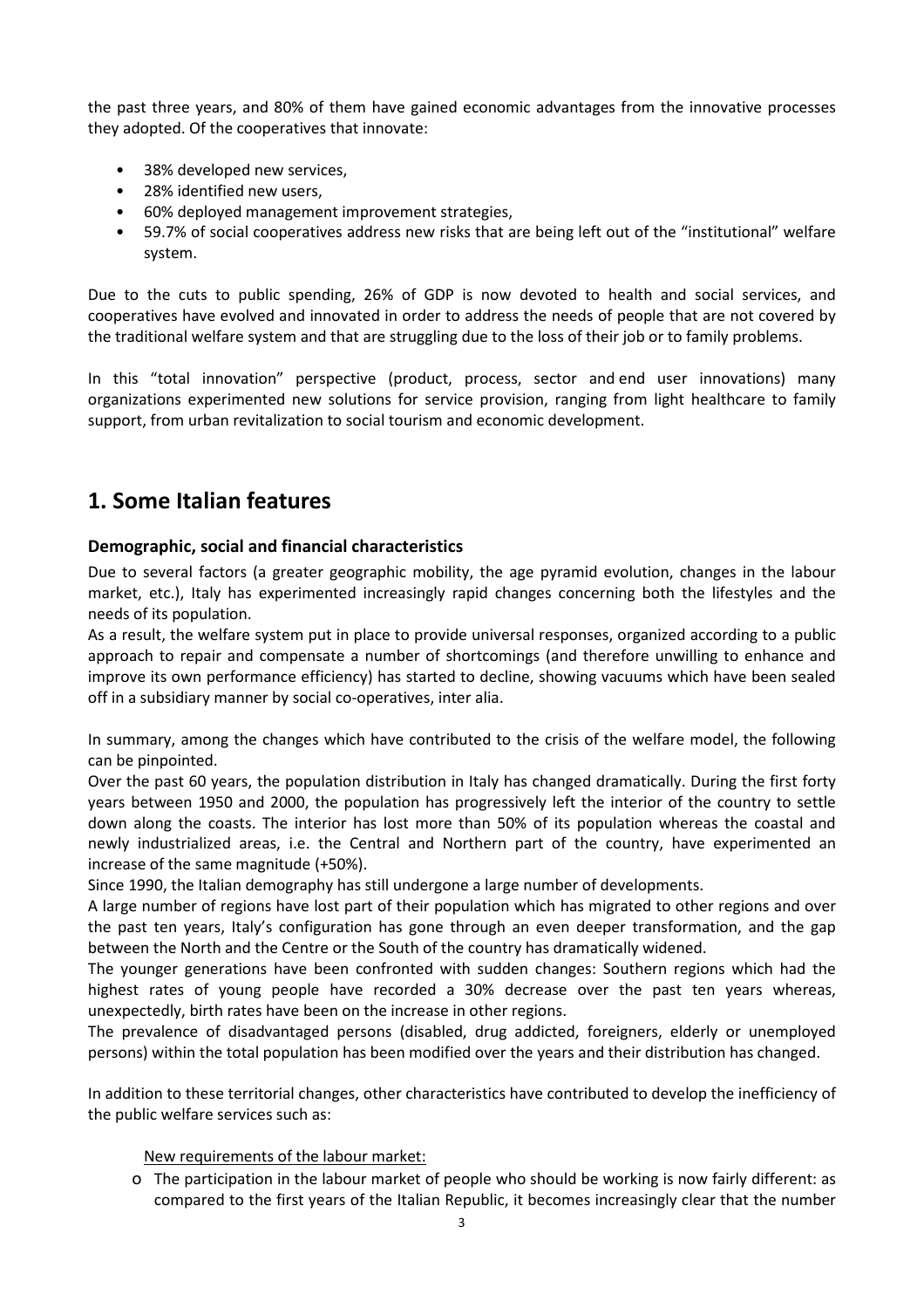the past three years, and 80% of them have gained economic advantages from the innovative processes they adopted. Of the cooperatives that innovate:

- 38% developed new services,
- 28% identified new users,
- 60% deployed management improvement strategies,
- 59.7% of social cooperatives address new risks that are being left out of the "institutional" welfare system.

Due to the cuts to public spending, 26% of GDP is now devoted to health and social services, and cooperatives have evolved and innovated in order to address the needs of people that are not covered by the traditional welfare system and that are struggling due to the loss of their job or to family problems.

In this "total innovation" perspective (product, process, sector and end user innovations) many organizations experimented new solutions for service provision, ranging from light healthcare to family support, from urban revitalization to social tourism and economic development.

# 1. Some Italian features

### Demographic, social and financial characteristics

Due to several factors (a greater geographic mobility, the age pyramid evolution, changes in the labour market, etc.), Italy has experimented increasingly rapid changes concerning both the lifestyles and the needs of its population.
As a result, the welfare system put in place to provide universal responses, organized according to a public approach to repair and compensate a number of shortcomings (and therefore unwilling to enhance and improve its own performance efficiency) has started to decline, showing vacuums which have been sealed off in a subsidiary manner by social co-operatives, inter alia.

In summary, among the changes which have contributed to the crisis of the welfare model, the following can be pinpointed.
Over the past 60 years, the population distribution in Italy has changed dramatically. During the first forty years between 1950 and 2000, the population has progressively left the interior of the country to settle down along the coasts. The interior has lost more than 50% of its population whereas the coastal and newly industrialized areas, i.e. the Central and Northern part of the country, have experimented an increase of the same magnitude (+50%).
Since 1990, the Italian demography has still undergone a large number of developments.
A large number of regions have lost part of their population which has migrated to other regions and over the past ten years, Italy's configuration has gone through an even deeper transformation, and the gap between the North and the Centre or the South of the country has dramatically widened.
The younger generations have been confronted with sudden changes: Southern regions which had the highest rates of young people have recorded a 30% decrease over the past ten years whereas, unexpectedly, birth rates have been on the increase in other regions.
The prevalence of disadvantaged persons (disabled, drug addicted, foreigners, elderly or unemployed persons) within the total population has been modified over the years and their distribution has changed.

In addition to these territorial changes, other characteristics have contributed to develop the inefficiency of the public welfare services such as:

<u>New requirements of the labour market:</u>

- The participation in the labour market of people who should be working is now fairly different: as compared to the first years of the Italian Republic, it becomes increasingly clear that the number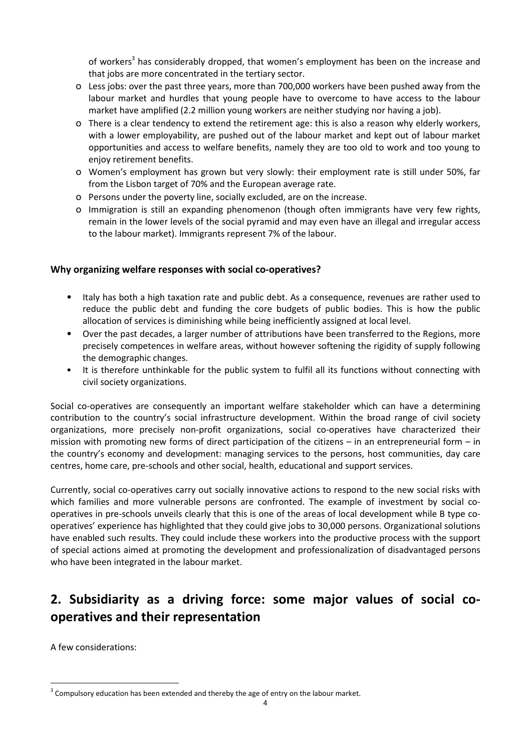of workers[3] has considerably dropped, that women's employment has been on the increase and that jobs are more concentrated in the tertiary sector.

- Less jobs: over the past three years, more than 700,000 workers have been pushed away from the labour market and hurdles that young people have to overcome to have access to the labour market have amplified (2.2 million young workers are neither studying nor having a job).
- There is a clear tendency to extend the retirement age: this is also a reason why elderly workers, with a lower employability, are pushed out of the labour market and kept out of labour market opportunities and access to welfare benefits, namely they are too old to work and too young to enjoy retirement benefits.
- Women's employment has grown but very slowly: their employment rate is still under 50%, far from the Lisbon target of 70% and the European average rate.
- Persons under the poverty line, socially excluded, are on the increase.
- Immigration is still an expanding phenomenon (though often immigrants have very few rights, remain in the lower levels of the social pyramid and may even have an illegal and irregular access to the labour market). Immigrants represent 7% of the labour.

**Why organizing welfare responses with social co-operatives?**

- Italy has both a high taxation rate and public debt. As a consequence, revenues are rather used to reduce the public debt and funding the core budgets of public bodies. This is how the public allocation of services is diminishing while being inefficiently assigned at local level.
- Over the past decades, a larger number of attributions have been transferred to the Regions, more precisely competences in welfare areas, without however softening the rigidity of supply following the demographic changes.
- It is therefore unthinkable for the public system to fulfil all its functions without connecting with civil society organizations.

Social co-operatives are consequently an important welfare stakeholder which can have a determining contribution to the country's social infrastructure development. Within the broad range of civil society organizations, more precisely non-profit organizations, social co-operatives have characterized their mission with promoting new forms of direct participation of the citizens – in an entrepreneurial form – in the country's economy and development: managing services to the persons, host communities, day care centres, home care, pre-schools and other social, health, educational and support services.

Currently, social co-operatives carry out socially innovative actions to respond to the new social risks with which families and more vulnerable persons are confronted. The example of investment by social co-operatives in pre-schools unveils clearly that this is one of the areas of local development while B type co-operatives' experience has highlighted that they could give jobs to 30,000 persons. Organizational solutions have enabled such results. They could include these workers into the productive process with the support of special actions aimed at promoting the development and professionalization of disadvantaged persons who have been integrated in the labour market.

## 2. Subsidiarity as a driving force: some major values of social co-operatives and their representation

A few considerations:

[3] Compulsory education has been extended and thereby the age of entry on the labour market.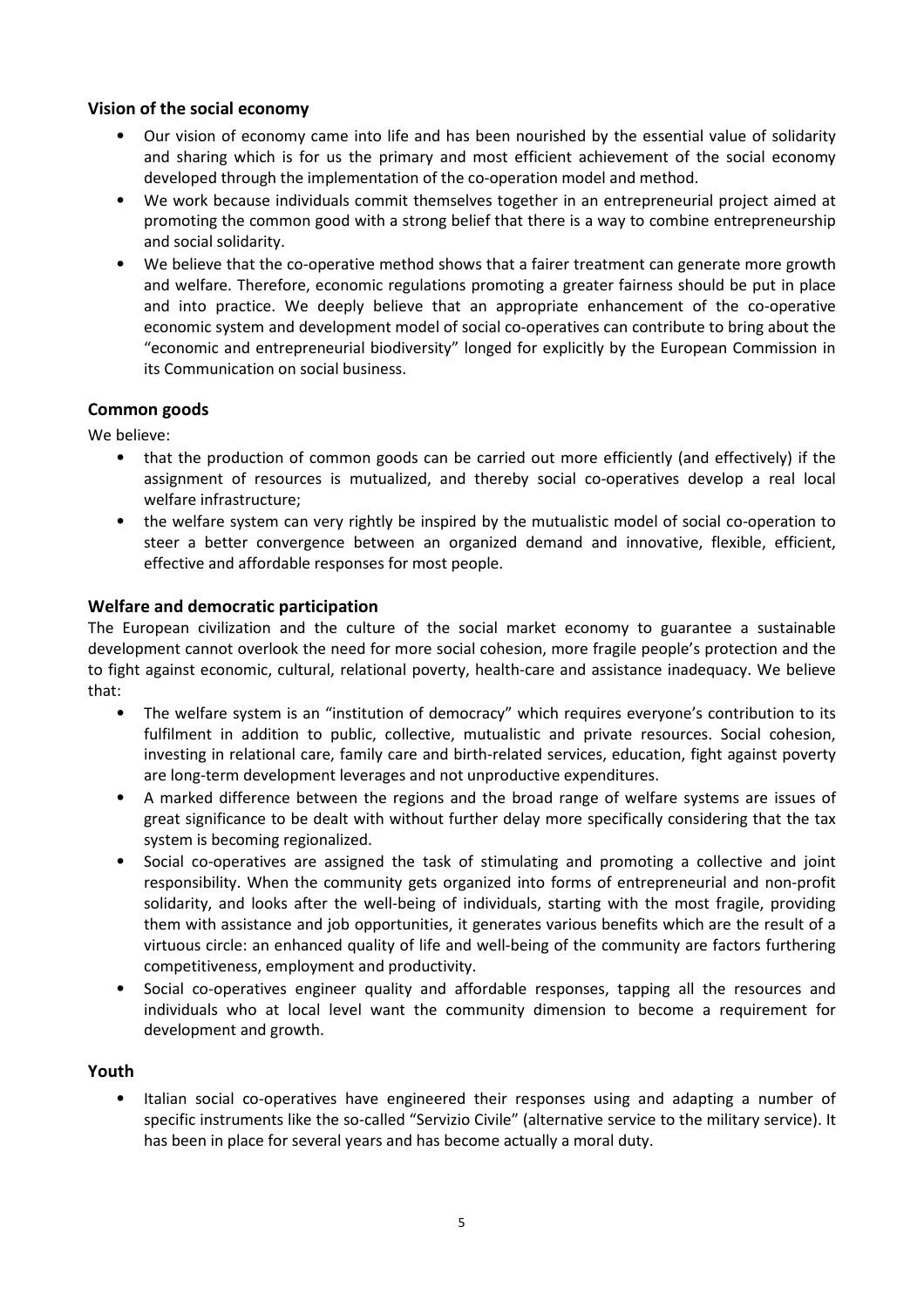### Vision of the social economy

- Our vision of economy came into life and has been nourished by the essential value of solidarity and sharing which is for us the primary and most efficient achievement of the social economy developed through the implementation of the co-operation model and method.
- We work because individuals commit themselves together in an entrepreneurial project aimed at promoting the common good with a strong belief that there is a way to combine entrepreneurship and social solidarity.
- We believe that the co-operative method shows that a fairer treatment can generate more growth and welfare. Therefore, economic regulations promoting a greater fairness should be put in place and into practice. We deeply believe that an appropriate enhancement of the co-operative economic system and development model of social co-operatives can contribute to bring about the "economic and entrepreneurial biodiversity" longed for explicitly by the European Commission in its Communication on social business.

### Common goods

We believe:

- that the production of common goods can be carried out more efficiently (and effectively) if the assignment of resources is mutualized, and thereby social co-operatives develop a real local welfare infrastructure;
- the welfare system can very rightly be inspired by the mutualistic model of social co-operation to steer a better convergence between an organized demand and innovative, flexible, efficient, effective and affordable responses for most people.

### Welfare and democratic participation

The European civilization and the culture of the social market economy to guarantee a sustainable development cannot overlook the need for more social cohesion, more fragile people's protection and the to fight against economic, cultural, relational poverty, health-care and assistance inadequacy. We believe that:

- The welfare system is an "institution of democracy" which requires everyone's contribution to its fulfilment in addition to public, collective, mutualistic and private resources. Social cohesion, investing in relational care, family care and birth-related services, education, fight against poverty are long-term development leverages and not unproductive expenditures.
- A marked difference between the regions and the broad range of welfare systems are issues of great significance to be dealt with without further delay more specifically considering that the tax system is becoming regionalized.
- Social co-operatives are assigned the task of stimulating and promoting a collective and joint responsibility. When the community gets organized into forms of entrepreneurial and non-profit solidarity, and looks after the well-being of individuals, starting with the most fragile, providing them with assistance and job opportunities, it generates various benefits which are the result of a virtuous circle: an enhanced quality of life and well-being of the community are factors furthering competitiveness, employment and productivity.
- Social co-operatives engineer quality and affordable responses, tapping all the resources and individuals who at local level want the community dimension to become a requirement for development and growth.

### Youth

- Italian social co-operatives have engineered their responses using and adapting a number of specific instruments like the so-called "Servizio Civile" (alternative service to the military service). It has been in place for several years and has become actually a moral duty.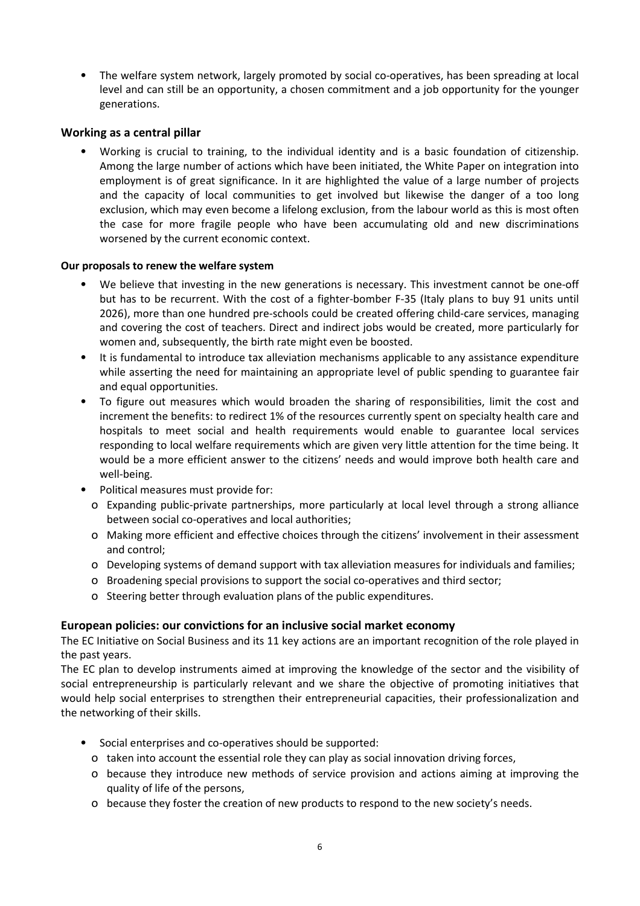- The welfare system network, largely promoted by social co-operatives, has been spreading at local level and can still be an opportunity, a chosen commitment and a job opportunity for the younger generations.

## Working as a central pillar

- Working is crucial to training, to the individual identity and is a basic foundation of citizenship. Among the large number of actions which have been initiated, the White Paper on integration into employment is of great significance. In it are highlighted the value of a large number of projects and the capacity of local communities to get involved but likewise the danger of a too long exclusion, which may even become a lifelong exclusion, from the labour world as this is most often the case for more fragile people who have been accumulating old and new discriminations worsened by the current economic context.

#### Our proposals to renew the welfare system

- We believe that investing in the new generations is necessary. This investment cannot be one-off but has to be recurrent. With the cost of a fighter-bomber F-35 (Italy plans to buy 91 units until 2026), more than one hundred pre-schools could be created offering child-care services, managing and covering the cost of teachers. Direct and indirect jobs would be created, more particularly for women and, subsequently, the birth rate might even be boosted.
- It is fundamental to introduce tax alleviation mechanisms applicable to any assistance expenditure while asserting the need for maintaining an appropriate level of public spending to guarantee fair and equal opportunities.
- To figure out measures which would broaden the sharing of responsibilities, limit the cost and increment the benefits: to redirect 1% of the resources currently spent on specialty health care and hospitals to meet social and health requirements would enable to guarantee local services responding to local welfare requirements which are given very little attention for the time being. It would be a more efficient answer to the citizens' needs and would improve both health care and well-being.
- Political measures must provide for:
  - Expanding public-private partnerships, more particularly at local level through a strong alliance between social co-operatives and local authorities;
  - Making more efficient and effective choices through the citizens' involvement in their assessment and control;
  - Developing systems of demand support with tax alleviation measures for individuals and families;
  - Broadening special provisions to support the social co-operatives and third sector;
  - Steering better through evaluation plans of the public expenditures.

## European policies: our convictions for an inclusive social market economy

The EC Initiative on Social Business and its 11 key actions are an important recognition of the role played in the past years.

The EC plan to develop instruments aimed at improving the knowledge of the sector and the visibility of social entrepreneurship is particularly relevant and we share the objective of promoting initiatives that would help social enterprises to strengthen their entrepreneurial capacities, their professionalization and the networking of their skills.

- Social enterprises and co-operatives should be supported:
  - taken into account the essential role they can play as social innovation driving forces,
  - because they introduce new methods of service provision and actions aiming at improving the quality of life of the persons,
  - because they foster the creation of new products to respond to the new society's needs.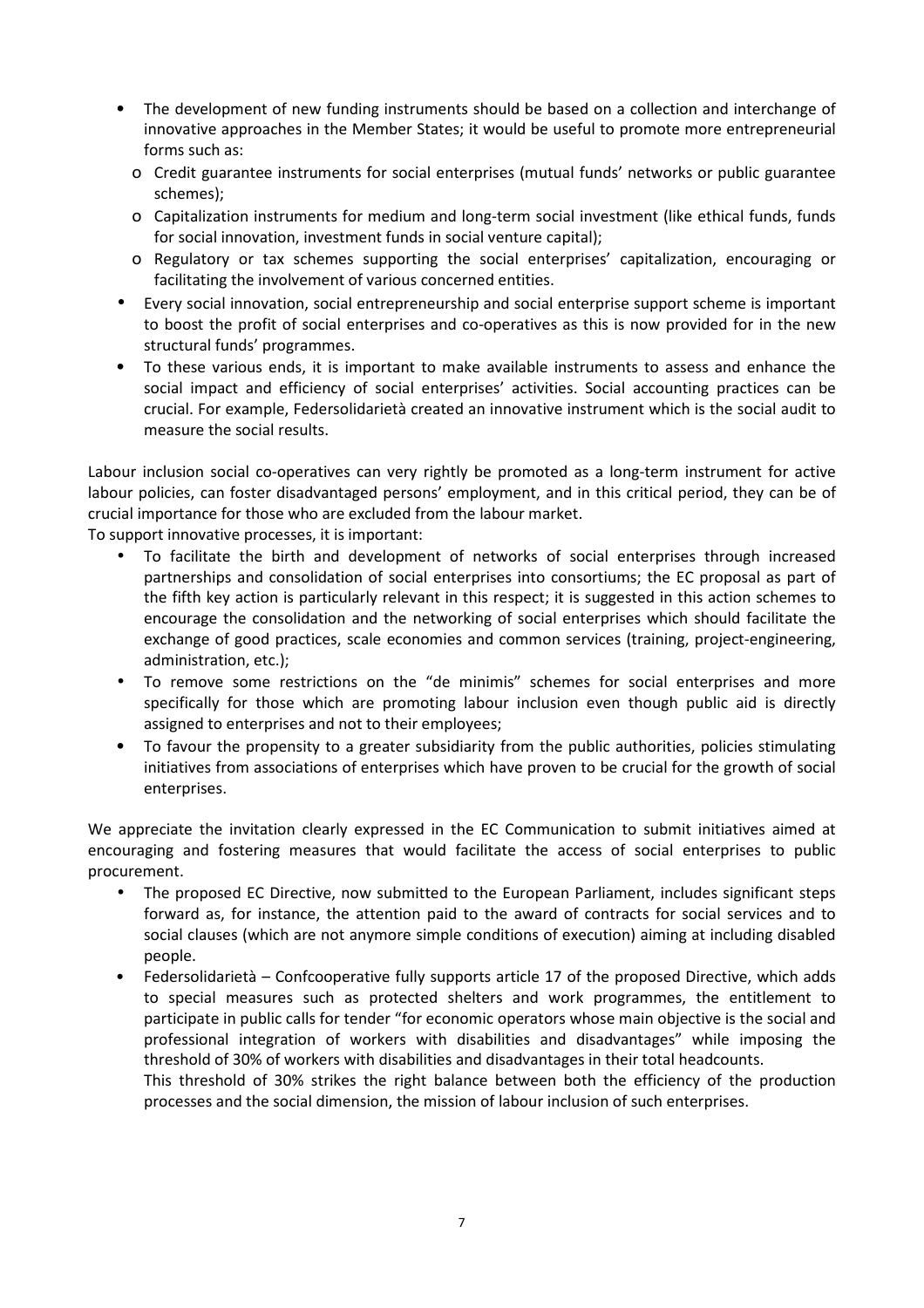- The development of new funding instruments should be based on a collection and interchange of innovative approaches in the Member States; it would be useful to promote more entrepreneurial forms such as:
  - Credit guarantee instruments for social enterprises (mutual funds' networks or public guarantee schemes);
  - Capitalization instruments for medium and long-term social investment (like ethical funds, funds for social innovation, investment funds in social venture capital);
  - Regulatory or tax schemes supporting the social enterprises' capitalization, encouraging or facilitating the involvement of various concerned entities.
- Every social innovation, social entrepreneurship and social enterprise support scheme is important to boost the profit of social enterprises and co-operatives as this is now provided for in the new structural funds' programmes.
- To these various ends, it is important to make available instruments to assess and enhance the social impact and efficiency of social enterprises' activities. Social accounting practices can be crucial. For example, Federsolidarietà created an innovative instrument which is the social audit to measure the social results.

Labour inclusion social co-operatives can very rightly be promoted as a long-term instrument for active labour policies, can foster disadvantaged persons' employment, and in this critical period, they can be of crucial importance for those who are excluded from the labour market.

To support innovative processes, it is important:

- To facilitate the birth and development of networks of social enterprises through increased partnerships and consolidation of social enterprises into consortiums; the EC proposal as part of the fifth key action is particularly relevant in this respect; it is suggested in this action schemes to encourage the consolidation and the networking of social enterprises which should facilitate the exchange of good practices, scale economies and common services (training, project-engineering, administration, etc.);
- To remove some restrictions on the "de minimis" schemes for social enterprises and more specifically for those which are promoting labour inclusion even though public aid is directly assigned to enterprises and not to their employees;
- To favour the propensity to a greater subsidiarity from the public authorities, policies stimulating initiatives from associations of enterprises which have proven to be crucial for the growth of social enterprises.

We appreciate the invitation clearly expressed in the EC Communication to submit initiatives aimed at encouraging and fostering measures that would facilitate the access of social enterprises to public procurement.

- The proposed EC Directive, now submitted to the European Parliament, includes significant steps forward as, for instance, the attention paid to the award of contracts for social services and to social clauses (which are not anymore simple conditions of execution) aiming at including disabled people.
- Federsolidarietà – Confcooperative fully supports article 17 of the proposed Directive, which adds to special measures such as protected shelters and work programmes, the entitlement to participate in public calls for tender "for economic operators whose main objective is the social and professional integration of workers with disabilities and disadvantages" while imposing the threshold of 30% of workers with disabilities and disadvantages in their total headcounts.

  This threshold of 30% strikes the right balance between both the efficiency of the production processes and the social dimension, the mission of labour inclusion of such enterprises.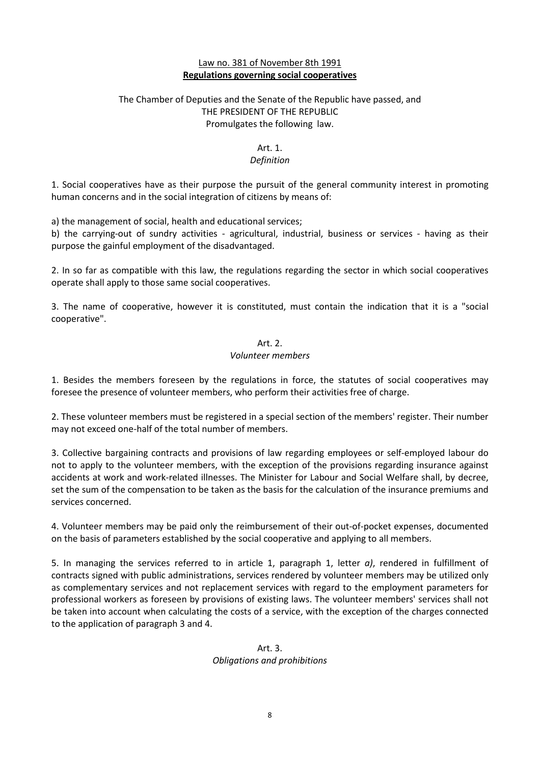Law no. 381 of November 8th 1991

**Regulations governing social cooperatives**

The Chamber of Deputies and the Senate of the Republic have passed, and
THE PRESIDENT OF THE REPUBLIC
Promulgates the following law.

### Art. 1.
*Definition*

1. Social cooperatives have as their purpose the pursuit of the general community interest in promoting human concerns and in the social integration of citizens by means of:

a) the management of social, health and educational services;
b) the carrying-out of sundry activities - agricultural, industrial, business or services - having as their purpose the gainful employment of the disadvantaged.

2. In so far as compatible with this law, the regulations regarding the sector in which social cooperatives operate shall apply to those same social cooperatives.

3. The name of cooperative, however it is constituted, must contain the indication that it is a "social cooperative".

### Art. 2.
*Volunteer members*

1. Besides the members foreseen by the regulations in force, the statutes of social cooperatives may foresee the presence of volunteer members, who perform their activities free of charge.

2. These volunteer members must be registered in a special section of the members' register. Their number may not exceed one-half of the total number of members.

3. Collective bargaining contracts and provisions of law regarding employees or self-employed labour do not to apply to the volunteer members, with the exception of the provisions regarding insurance against accidents at work and work-related illnesses. The Minister for Labour and Social Welfare shall, by decree, set the sum of the compensation to be taken as the basis for the calculation of the insurance premiums and services concerned.

4. Volunteer members may be paid only the reimbursement of their out-of-pocket expenses, documented on the basis of parameters established by the social cooperative and applying to all members.

5. In managing the services referred to in article 1, paragraph 1, letter *a)*, rendered in fulfillment of contracts signed with public administrations, services rendered by volunteer members may be utilized only as complementary services and not replacement services with regard to the employment parameters for professional workers as foreseen by provisions of existing laws. The volunteer members' services shall not be taken into account when calculating the costs of a service, with the exception of the charges connected to the application of paragraph 3 and 4.

### Art. 3.
*Obligations and prohibitions*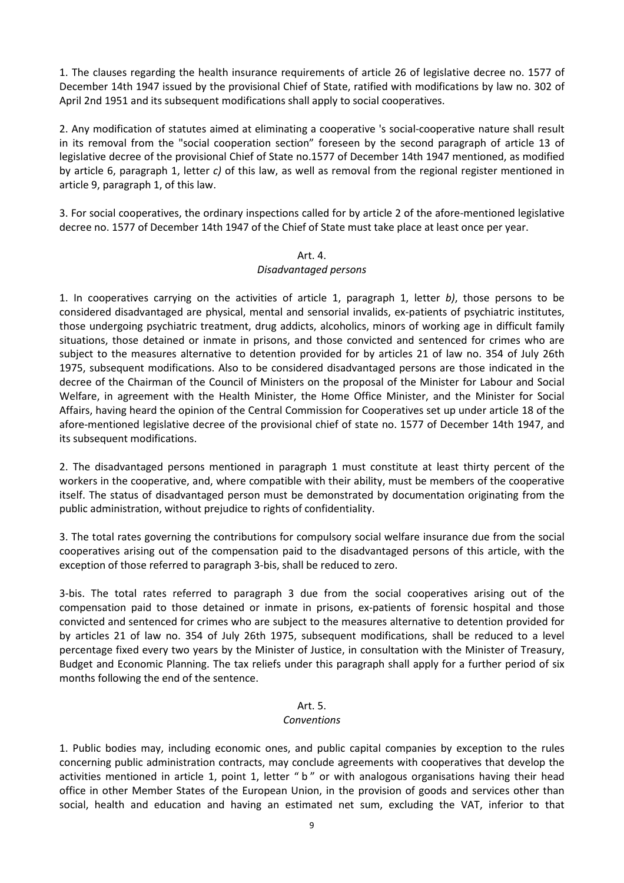1. The clauses regarding the health insurance requirements of article 26 of legislative decree no. 1577 of December 14th 1947 issued by the provisional Chief of State, ratified with modifications by law no. 302 of April 2nd 1951 and its subsequent modifications shall apply to social cooperatives.

2. Any modification of statutes aimed at eliminating a cooperative 's social-cooperative nature shall result in its removal from the "social cooperation section" foreseen by the second paragraph of article 13 of legislative decree of the provisional Chief of State no.1577 of December 14th 1947 mentioned, as modified by article 6, paragraph 1, letter *c)* of this law, as well as removal from the regional register mentioned in article 9, paragraph 1, of this law.

3. For social cooperatives, the ordinary inspections called for by article 2 of the afore-mentioned legislative decree no. 1577 of December 14th 1947 of the Chief of State must take place at least once per year.

### Art. 4.
*Disadvantaged persons*

1. In cooperatives carrying on the activities of article 1, paragraph 1, letter *b)*, those persons to be considered disadvantaged are physical, mental and sensorial invalids, ex-patients of psychiatric institutes, those undergoing psychiatric treatment, drug addicts, alcoholics, minors of working age in difficult family situations, those detained or inmate in prisons, and those convicted and sentenced for crimes who are subject to the measures alternative to detention provided for by articles 21 of law no. 354 of July 26th 1975, subsequent modifications. Also to be considered disadvantaged persons are those indicated in the decree of the Chairman of the Council of Ministers on the proposal of the Minister for Labour and Social Welfare, in agreement with the Health Minister, the Home Office Minister, and the Minister for Social Affairs, having heard the opinion of the Central Commission for Cooperatives set up under article 18 of the afore-mentioned legislative decree of the provisional chief of state no. 1577 of December 14th 1947, and its subsequent modifications.

2. The disadvantaged persons mentioned in paragraph 1 must constitute at least thirty percent of the workers in the cooperative, and, where compatible with their ability, must be members of the cooperative itself. The status of disadvantaged person must be demonstrated by documentation originating from the public administration, without prejudice to rights of confidentiality.

3. The total rates governing the contributions for compulsory social welfare insurance due from the social cooperatives arising out of the compensation paid to the disadvantaged persons of this article, with the exception of those referred to paragraph 3-bis, shall be reduced to zero.

3-bis. The total rates referred to paragraph 3 due from the social cooperatives arising out of the compensation paid to those detained or inmate in prisons, ex-patients of forensic hospital and those convicted and sentenced for crimes who are subject to the measures alternative to detention provided for by articles 21 of law no. 354 of July 26th 1975, subsequent modifications, shall be reduced to a level percentage fixed every two years by the Minister of Justice, in consultation with the Minister of Treasury, Budget and Economic Planning. The tax reliefs under this paragraph shall apply for a further period of six months following the end of the sentence.

### Art. 5.
*Conventions*

1. Public bodies may, including economic ones, and public capital companies by exception to the rules concerning public administration contracts, may conclude agreements with cooperatives that develop the activities mentioned in article 1, point 1, letter " b " or with analogous organisations having their head office in other Member States of the European Union, in the provision of goods and services other than social, health and education and having an estimated net sum, excluding the VAT, inferior to that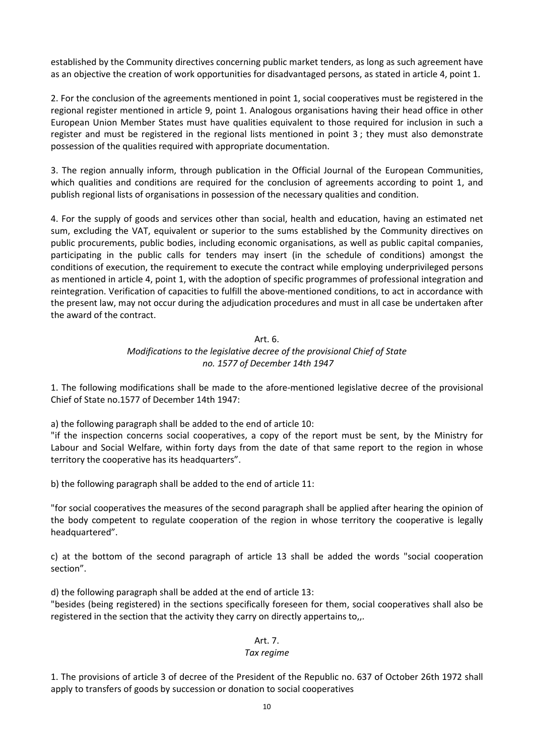established by the Community directives concerning public market tenders, as long as such agreement have as an objective the creation of work opportunities for disadvantaged persons, as stated in article 4, point 1.

2. For the conclusion of the agreements mentioned in point 1, social cooperatives must be registered in the regional register mentioned in article 9, point 1. Analogous organisations having their head office in other European Union Member States must have qualities equivalent to those required for inclusion in such a register and must be registered in the regional lists mentioned in point 3 ; they must also demonstrate possession of the qualities required with appropriate documentation.

3. The region annually inform, through publication in the Official Journal of the European Communities, which qualities and conditions are required for the conclusion of agreements according to point 1, and publish regional lists of organisations in possession of the necessary qualities and condition.

4. For the supply of goods and services other than social, health and education, having an estimated net sum, excluding the VAT, equivalent or superior to the sums established by the Community directives on public procurements, public bodies, including economic organisations, as well as public capital companies, participating in the public calls for tenders may insert (in the schedule of conditions) amongst the conditions of execution, the requirement to execute the contract while employing underprivileged persons as mentioned in article 4, point 1, with the adoption of specific programmes of professional integration and reintegration. Verification of capacities to fulfill the above-mentioned conditions, to act in accordance with the present law, may not occur during the adjudication procedures and must in all case be undertaken after the award of the contract.

### Art. 6.
### *Modifications to the legislative decree of the provisional Chief of State no. 1577 of December 14th 1947*

1. The following modifications shall be made to the afore-mentioned legislative decree of the provisional Chief of State no.1577 of December 14th 1947:

a) the following paragraph shall be added to the end of article 10:
"if the inspection concerns social cooperatives, a copy of the report must be sent, by the Ministry for Labour and Social Welfare, within forty days from the date of that same report to the region in whose territory the cooperative has its headquarters".

b) the following paragraph shall be added to the end of article 11:

"for social cooperatives the measures of the second paragraph shall be applied after hearing the opinion of the body competent to regulate cooperation of the region in whose territory the cooperative is legally headquartered".

c) at the bottom of the second paragraph of article 13 shall be added the words "social cooperation section".

d) the following paragraph shall be added at the end of article 13:
"besides (being registered) in the sections specifically foreseen for them, social cooperatives shall also be registered in the section that the activity they carry on directly appertains to,,.

### Art. 7.
### *Tax regime*

1. The provisions of article 3 of decree of the President of the Republic no. 637 of October 26th 1972 shall apply to transfers of goods by succession or donation to social cooperatives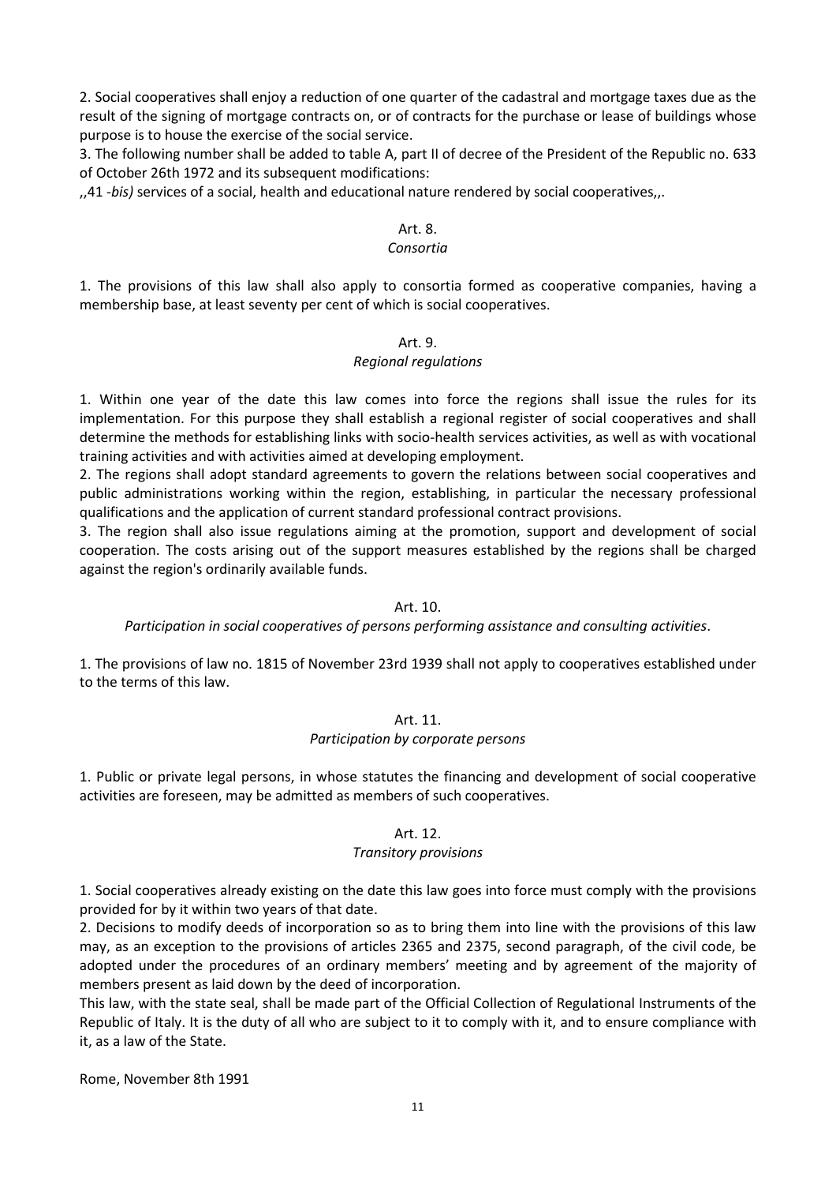2. Social cooperatives shall enjoy a reduction of one quarter of the cadastral and mortgage taxes due as the result of the signing of mortgage contracts on, or of contracts for the purchase or lease of buildings whose purpose is to house the exercise of the social service.

3. The following number shall be added to table A, part II of decree of the President of the Republic no. 633 of October 26th 1972 and its subsequent modifications:

,,41 -*bis)* services of a social, health and educational nature rendered by social cooperatives,,.

### Art. 8.
*Consortia*

1. The provisions of this law shall also apply to consortia formed as cooperative companies, having a membership base, at least seventy per cent of which is social cooperatives.

### Art. 9.
*Regional regulations*

1. Within one year of the date this law comes into force the regions shall issue the rules for its implementation. For this purpose they shall establish a regional register of social cooperatives and shall determine the methods for establishing links with socio-health services activities, as well as with vocational training activities and with activities aimed at developing employment.

2. The regions shall adopt standard agreements to govern the relations between social cooperatives and public administrations working within the region, establishing, in particular the necessary professional qualifications and the application of current standard professional contract provisions.

3. The region shall also issue regulations aiming at the promotion, support and development of social cooperation. The costs arising out of the support measures established by the regions shall be charged against the region's ordinarily available funds.

### Art. 10.
*Participation in social cooperatives of persons performing assistance and consulting activities*.

1. The provisions of law no. 1815 of November 23rd 1939 shall not apply to cooperatives established under to the terms of this law.

### Art. 11.
*Participation by corporate persons*

1. Public or private legal persons, in whose statutes the financing and development of social cooperative activities are foreseen, may be admitted as members of such cooperatives.

### Art. 12.
*Transitory provisions*

1. Social cooperatives already existing on the date this law goes into force must comply with the provisions provided for by it within two years of that date.

2. Decisions to modify deeds of incorporation so as to bring them into line with the provisions of this law may, as an exception to the provisions of articles 2365 and 2375, second paragraph, of the civil code, be adopted under the procedures of an ordinary members' meeting and by agreement of the majority of members present as laid down by the deed of incorporation.

This law, with the state seal, shall be made part of the Official Collection of Regulational Instruments of the Republic of Italy. It is the duty of all who are subject to it to comply with it, and to ensure compliance with it, as a law of the State.

Rome, November 8th 1991